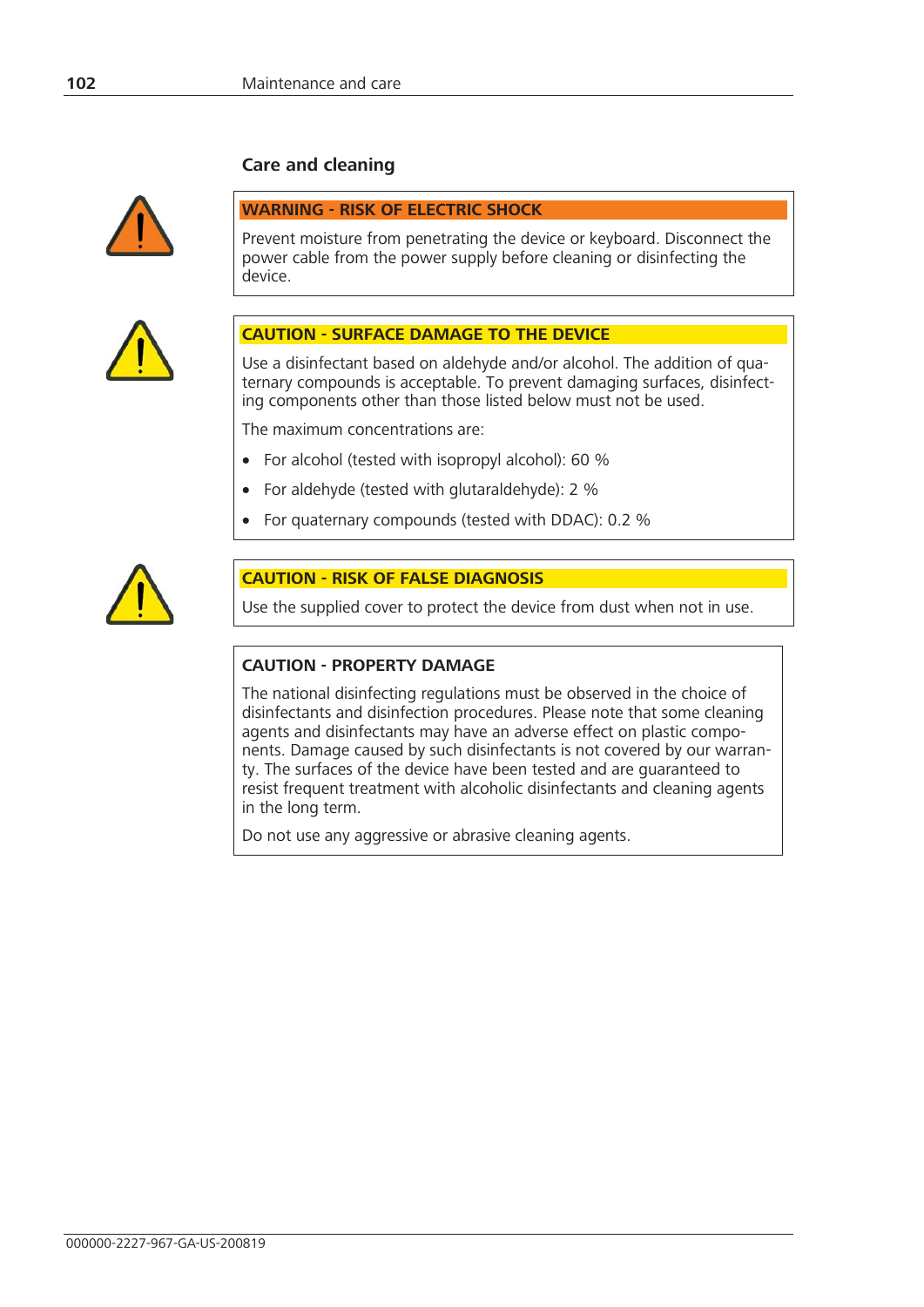## Care and cleaning

**WARNING - RISK OF ELECTRIC SHOCK**

Prevent moisture from penetrating the device or keyboard. Disconnect the power cable from the power supply before cleaning or disinfecting the device.

**CAUTION - SURFACE DAMAGE TO THE DEVICE**

Use a disinfectant based on aldehyde and/or alcohol. The addition of quaternary compounds is acceptable. To prevent damaging surfaces, disinfecting components other than those listed below must not be used.

The maximum concentrations are:

- For alcohol (tested with isopropyl alcohol): 60 %
- For aldehyde (tested with glutaraldehyde): 2 %
- For quaternary compounds (tested with DDAC): 0.2 %

**CAUTION - RISK OF FALSE DIAGNOSIS**

Use the supplied cover to protect the device from dust when not in use.

**CAUTION - PROPERTY DAMAGE**

The national disinfecting regulations must be observed in the choice of disinfectants and disinfection procedures. Please note that some cleaning agents and disinfectants may have an adverse effect on plastic components. Damage caused by such disinfectants is not covered by our warranty. The surfaces of the device have been tested and are guaranteed to resist frequent treatment with alcoholic disinfectants and cleaning agents in the long term.

Do not use any aggressive or abrasive cleaning agents.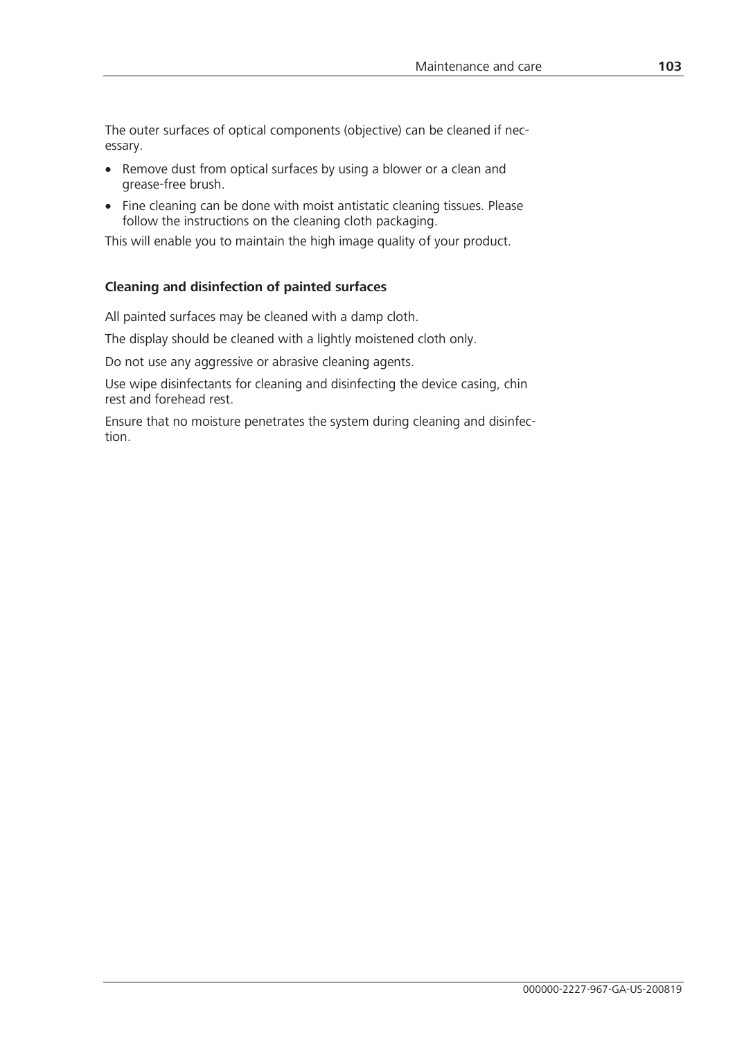The outer surfaces of optical components (objective) can be cleaned if necessary.

- Remove dust from optical surfaces by using a blower or a clean and grease-free brush.
- Fine cleaning can be done with moist antistatic cleaning tissues. Please follow the instructions on the cleaning cloth packaging.

This will enable you to maintain the high image quality of your product.

**Cleaning and disinfection of painted surfaces**

All painted surfaces may be cleaned with a damp cloth.

The display should be cleaned with a lightly moistened cloth only.

Do not use any aggressive or abrasive cleaning agents.

Use wipe disinfectants for cleaning and disinfecting the device casing, chin rest and forehead rest.

Ensure that no moisture penetrates the system during cleaning and disinfection.